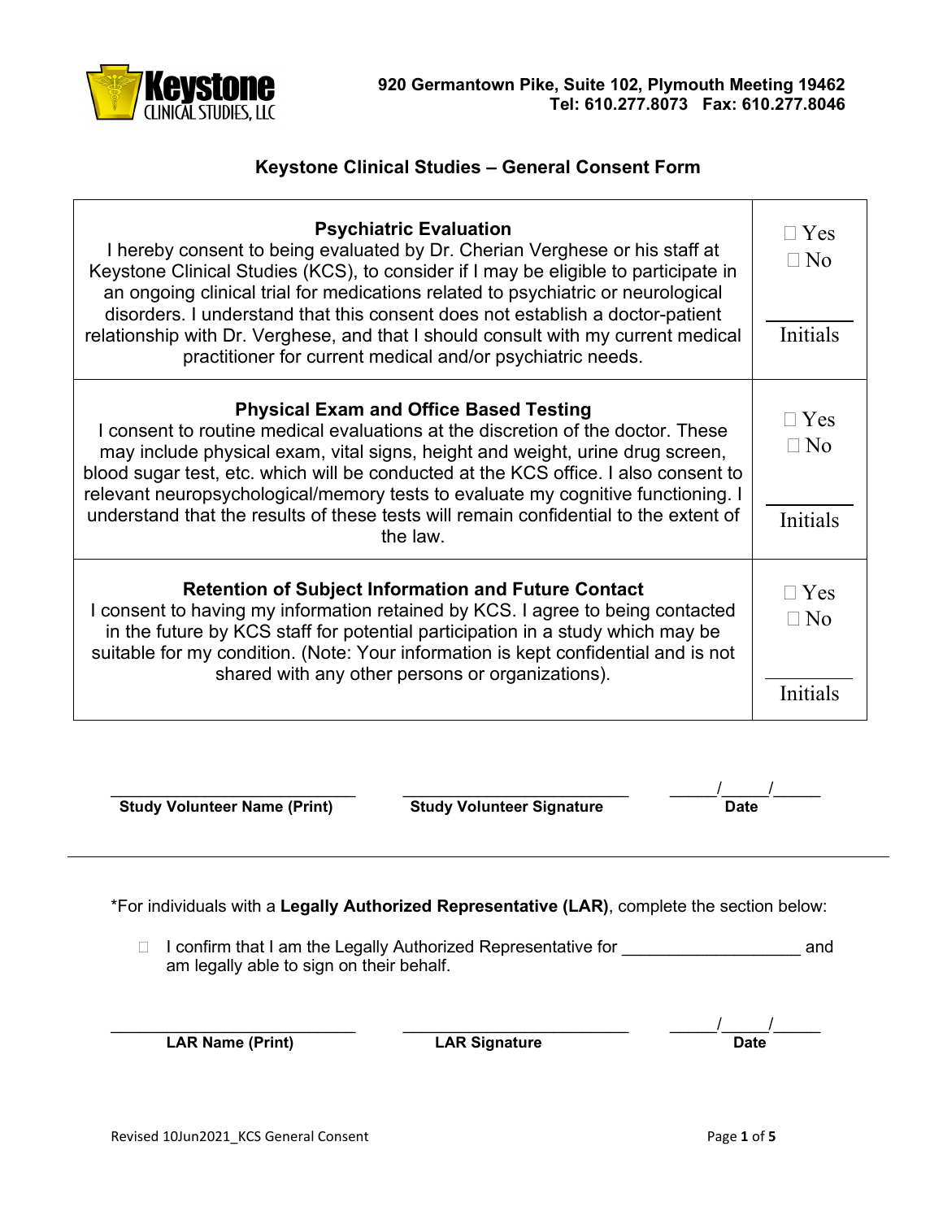Keystone Clinical Studies, LLC

920 Germantown Pike, Suite 102, Plymouth Meeting 19462
Tel: 610.277.8073 Fax: 610.277.8046

## Keystone Clinical Studies – General Consent Form

| | |
|---|---|
| **Psychiatric Evaluation**<br>I hereby consent to being evaluated by Dr. Cherian Verghese or his staff at Keystone Clinical Studies (KCS), to consider if I may be eligible to participate in an ongoing clinical trial for medications related to psychiatric or neurological disorders. I understand that this consent does not establish a doctor-patient relationship with Dr. Verghese, and that I should consult with my current medical practitioner for current medical and/or psychiatric needs. | ☐ Yes<br>☐ No<br><br>_______<br>Initials |
| **Physical Exam and Office Based Testing**<br>I consent to routine medical evaluations at the discretion of the doctor. These may include physical exam, vital signs, height and weight, urine drug screen, blood sugar test, etc. which will be conducted at the KCS office. I also consent to relevant neuropsychological/memory tests to evaluate my cognitive functioning. I understand that the results of these tests will remain confidential to the extent of the law. | ☐ Yes<br>☐ No<br><br>_______<br>Initials |
| **Retention of Subject Information and Future Contact**<br>I consent to having my information retained by KCS. I agree to being contacted in the future by KCS staff for potential participation in a study which may be suitable for my condition. (Note: Your information is kept confidential and is not shared with any other persons or organizations). | ☐ Yes<br>☐ No<br><br>_______<br>Initials |

_____________________________ _____________________________ _____/_____/_____

**Study Volunteer Name (Print)** **Study Volunteer Signature** **Date**

---

*For individuals with a **Legally Authorized Representative (LAR)**, complete the section below:

☐ I confirm that I am the Legally Authorized Representative for ___________________ and am legally able to sign on their behalf.

_____________________________ _____________________________ _____/_____/_____

**LAR Name (Print)** **LAR Signature** **Date**

Revised 10Jun2021_KCS General Consent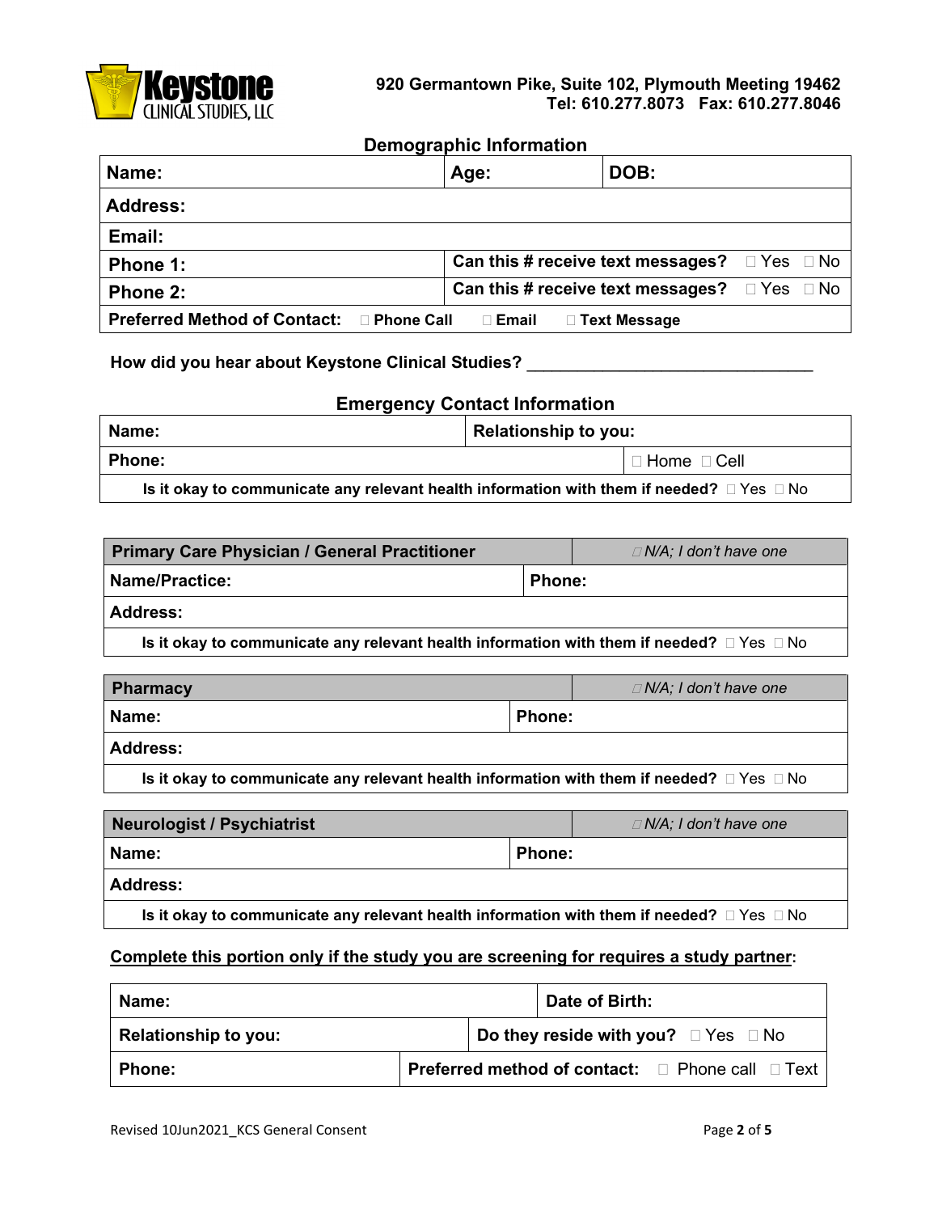**Keystone CLINICAL STUDIES, LLC**

**920 Germantown Pike, Suite 102, Plymouth Meeting 19462**
**Tel: 610.277.8073 Fax: 610.277.8046**

## Demographic Information

| **Name:** | **Age:** | **DOB:** |
|---|---|---|
| **Address:** | | |
| **Email:** | | |
| **Phone 1:** | **Can this # receive text messages?** ☐ Yes ☐ No | |
| **Phone 2:** | **Can this # receive text messages?** ☐ Yes ☐ No | |
| **Preferred Method of Contact:** ☐ **Phone Call** ☐ **Email** ☐ **Text Message** | | |

**How did you hear about Keystone Clinical Studies?** ______________________________

## Emergency Contact Information

| **Name:** | **Relationship to you:** |
|---|---|
| **Phone:** | ☐ Home ☐ Cell |
| **Is it okay to communicate any relevant health information with them if needed?** ☐ Yes ☐ No | |

| **Primary Care Physician / General Practitioner** | *☐ N/A; I don't have one* |
|---|---|
| **Name/Practice:** | **Phone:** |
| **Address:** | |
| **Is it okay to communicate any relevant health information with them if needed?** ☐ Yes ☐ No | |

| **Pharmacy** | *☐ N/A; I don't have one* |
|---|---|
| **Name:** | **Phone:** |
| **Address:** | |
| **Is it okay to communicate any relevant health information with them if needed?** ☐ Yes ☐ No | |

| **Neurologist / Psychiatrist** | *☐ N/A; I don't have one* |
|---|---|
| **Name:** | **Phone:** |
| **Address:** | |
| **Is it okay to communicate any relevant health information with them if needed?** ☐ Yes ☐ No | |

**Complete this portion only if the study you are screening for requires a study partner:**

| **Name:** | **Date of Birth:** |
|---|---|
| **Relationship to you:** | **Do they reside with you?** ☐ Yes ☐ No |
| **Phone:** | **Preferred method of contact:** ☐ Phone call ☐ Text |

Revised 10Jun2021_KCS General Consent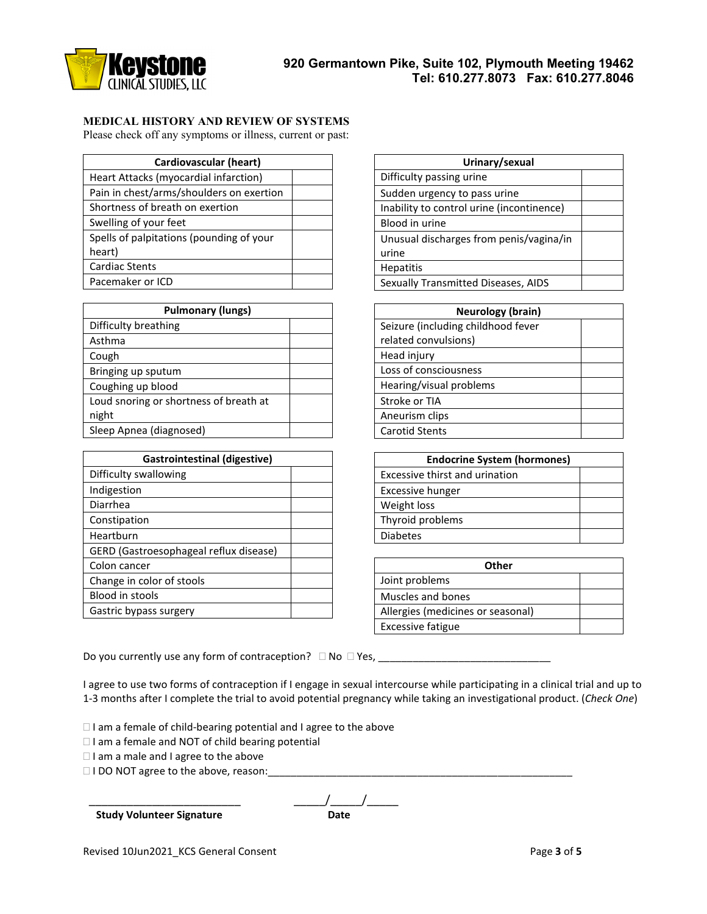**Keystone CLINICAL STUDIES, LLC**

**920 Germantown Pike, Suite 102, Plymouth Meeting 19462**
**Tel: 610.277.8073 Fax: 610.277.8046**

**MEDICAL HISTORY AND REVIEW OF SYSTEMS**

Please check off any symptoms or illness, current or past:

| Cardiovascular (heart) | |
|---|---|
| Heart Attacks (myocardial infarction) | |
| Pain in chest/arms/shoulders on exertion | |
| Shortness of breath on exertion | |
| Swelling of your feet | |
| Spells of palpitations (pounding of your heart) | |
| Cardiac Stents | |
| Pacemaker or ICD | |

| Pulmonary (lungs) | |
|---|---|
| Difficulty breathing | |
| Asthma | |
| Cough | |
| Bringing up sputum | |
| Coughing up blood | |
| Loud snoring or shortness of breath at night | |
| Sleep Apnea (diagnosed) | |

| Gastrointestinal (digestive) | |
|---|---|
| Difficulty swallowing | |
| Indigestion | |
| Diarrhea | |
| Constipation | |
| Heartburn | |
| GERD (Gastroesophageal reflux disease) | |
| Colon cancer | |
| Change in color of stools | |
| Blood in stools | |
| Gastric bypass surgery | |

| Urinary/sexual | |
|---|---|
| Difficulty passing urine | |
| Sudden urgency to pass urine | |
| Inability to control urine (incontinence) | |
| Blood in urine | |
| Unusual discharges from penis/vagina/in urine | |
| Hepatitis | |
| Sexually Transmitted Diseases, AIDS | |

| Neurology (brain) | |
|---|---|
| Seizure (including childhood fever related convulsions) | |
| Head injury | |
| Loss of consciousness | |
| Hearing/visual problems | |
| Stroke or TIA | |
| Aneurism clips | |
| Carotid Stents | |

| Endocrine System (hormones) | |
|---|---|
| Excessive thirst and urination | |
| Excessive hunger | |
| Weight loss | |
| Thyroid problems | |
| Diabetes | |

| Other | |
|---|---|
| Joint problems | |
| Muscles and bones | |
| Allergies (medicines or seasonal) | |
| Excessive fatigue | |

Do you currently use any form of contraception? ☐ No ☐ Yes, ______________________________

I agree to use two forms of contraception if I engage in sexual intercourse while participating in a clinical trial and up to 1-3 months after I complete the trial to avoid potential pregnancy while taking an investigational product. (*Check One*)

☐ I am a female of child-bearing potential and I agree to the above
☐ I am a female and NOT of child bearing potential
☐ I am a male and I agree to the above
☐ I DO NOT agree to the above, reason:_______________________________________________________

___________________________ &nbsp;&nbsp;&nbsp;&nbsp; _____/_____/_____
**Study Volunteer Signature** &nbsp;&nbsp;&nbsp;&nbsp; **Date**

Revised 10Jun2021_KCS General Consent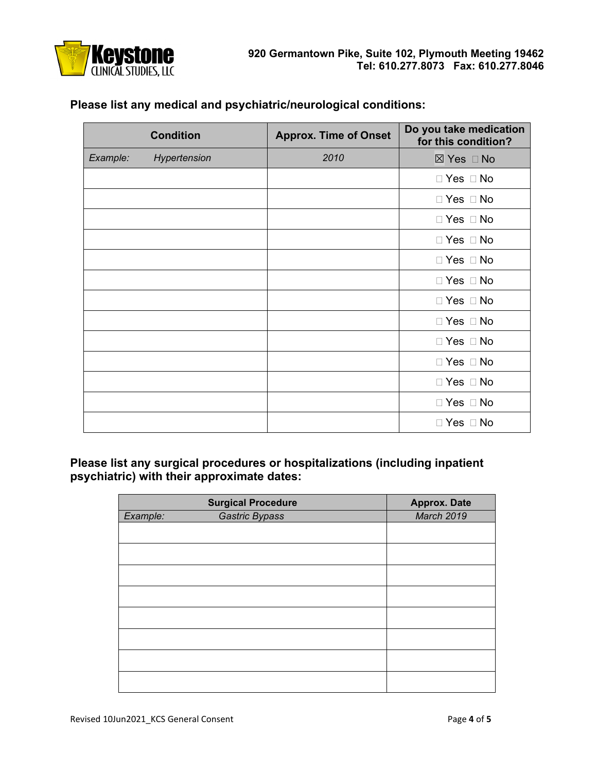**Keystone CLINICAL STUDIES, LLC**

**920 Germantown Pike, Suite 102, Plymouth Meeting 19462**
**Tel: 610.277.8073 Fax: 610.277.8046**

### Please list any medical and psychiatric/neurological conditions:

| Condition | Approx. Time of Onset | Do you take medication for this condition? |
|---|---|---|
| *Example: Hypertension* | *2010* | ☒ Yes ☐ No |
| | | ☐ Yes ☐ No |
| | | ☐ Yes ☐ No |
| | | ☐ Yes ☐ No |
| | | ☐ Yes ☐ No |
| | | ☐ Yes ☐ No |
| | | ☐ Yes ☐ No |
| | | ☐ Yes ☐ No |
| | | ☐ Yes ☐ No |
| | | ☐ Yes ☐ No |
| | | ☐ Yes ☐ No |
| | | ☐ Yes ☐ No |
| | | ☐ Yes ☐ No |
| | | ☐ Yes ☐ No |

### Please list any surgical procedures or hospitalizations (including inpatient psychiatric) with their approximate dates:

| Surgical Procedure | Approx. Date |
|---|---|
| *Example: Gastric Bypass* | *March 2019* |
| | |
| | |
| | |
| | |
| | |
| | |
| | |
| | |

Revised 10Jun2021_KCS General Consent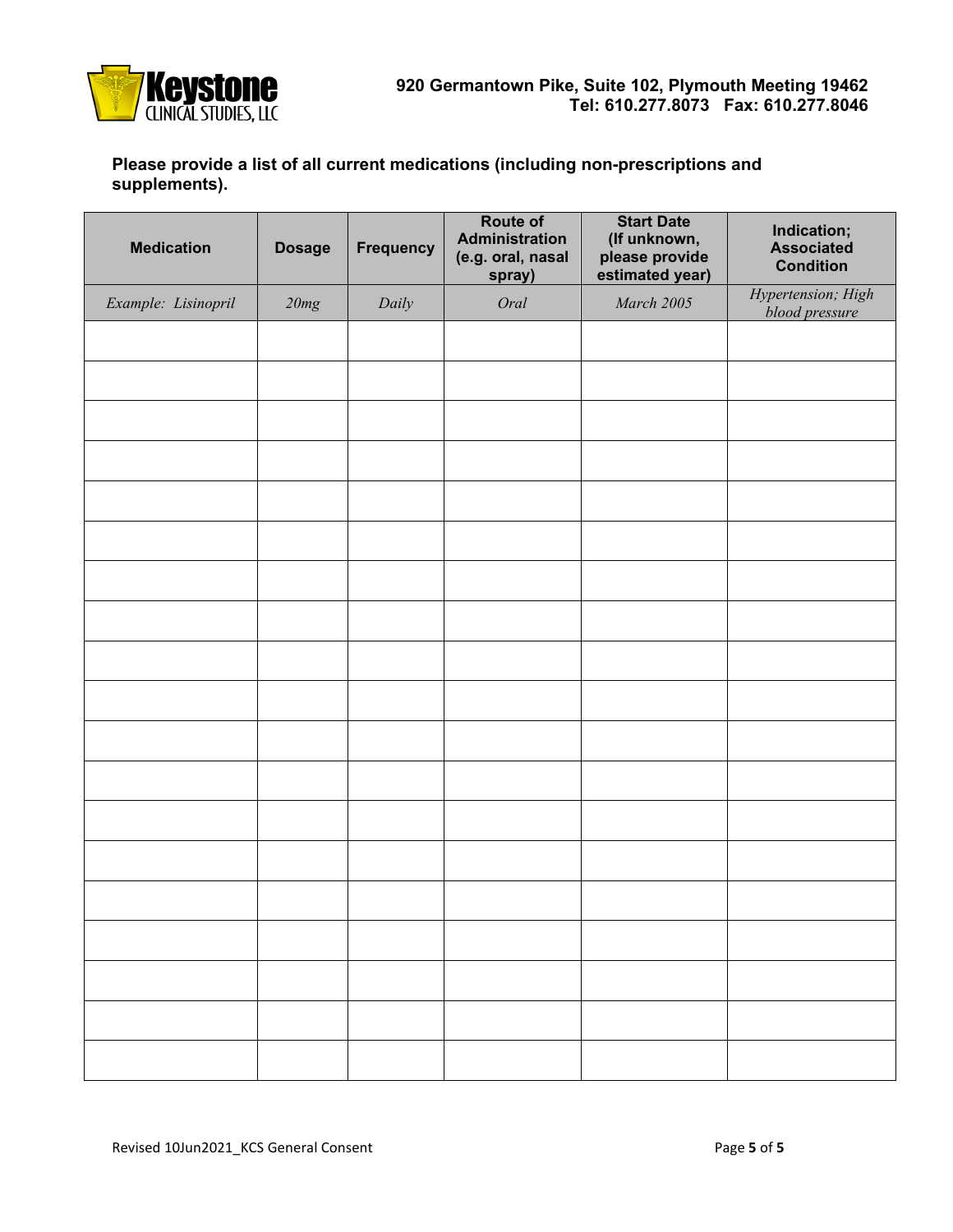**920 Germantown Pike, Suite 102, Plymouth Meeting 19462**
**Tel: 610.277.8073 Fax: 610.277.8046**

**Please provide a list of all current medications (including non-prescriptions and supplements).**

| Medication | Dosage | Frequency | Route of Administration (e.g. oral, nasal spray) | Start Date (If unknown, please provide estimated year) | Indication; Associated Condition |
|---|---|---|---|---|---|
| *Example: Lisinopril* | *20mg* | *Daily* | *Oral* | *March 2005* | *Hypertension; High blood pressure* |
| | | | | | |
| | | | | | |
| | | | | | |
| | | | | | |
| | | | | | |
| | | | | | |
| | | | | | |
| | | | | | |
| | | | | | |
| | | | | | |
| | | | | | |
| | | | | | |
| | | | | | |
| | | | | | |
| | | | | | |
| | | | | | |
| | | | | | |
| | | | | | |
| | | | | | |

Revised 10Jun2021_KCS General Consent